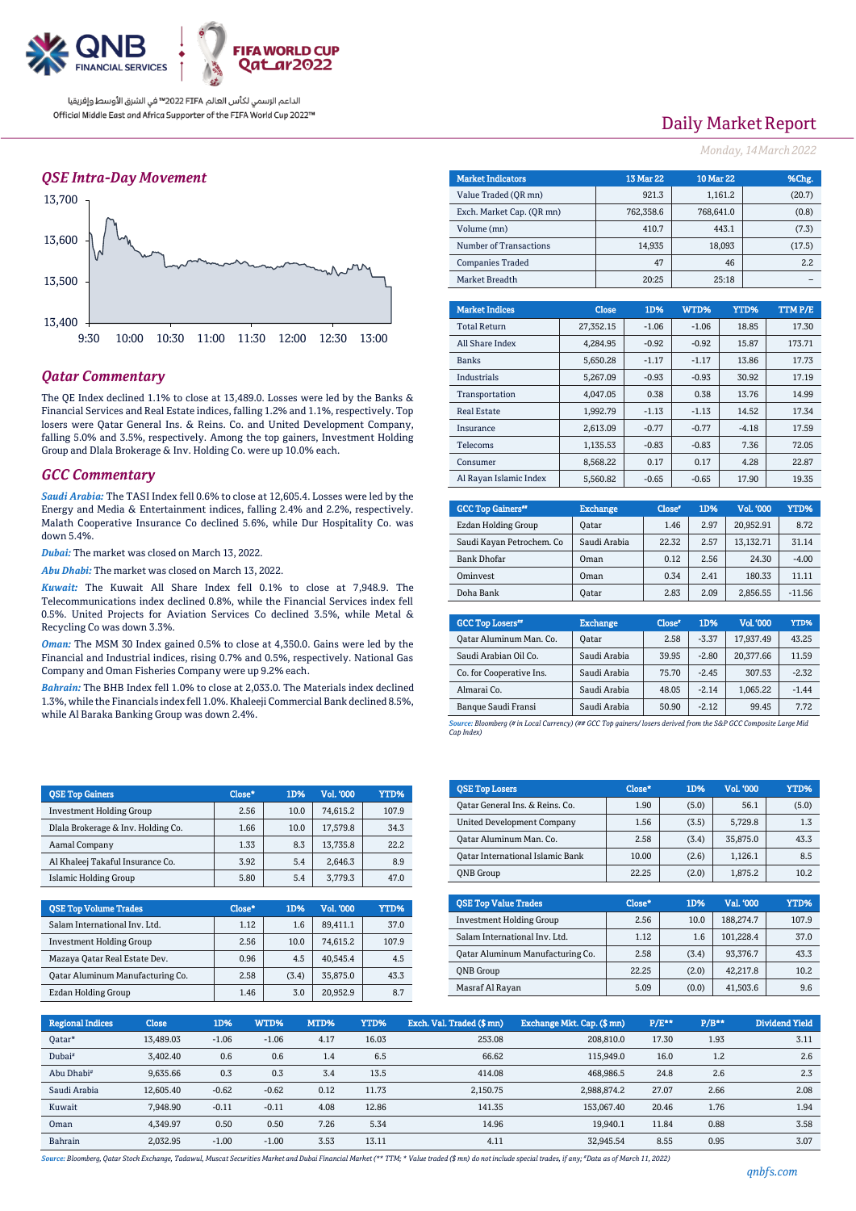الداعم الرسمي لكأس العالم FIFA 2022™ في الشرق الأوسط وإفريقيا

Official Middle East and Africa Supporter of the FIFA World Cup 2022™

# Daily Market Report

*Monday, 14 March 2022*

## QSE Intra-Day Movement

## Qatar Commentary

The QE Index declined 1.1% to close at 13,489.0. Losses were led by the Banks & Financial Services and Real Estate indices, falling 1.2% and 1.1%, respectively. Top losers were Qatar General Ins. & Reins. Co. and United Development Company, falling 5.0% and 3.5%, respectively. Among the top gainers, Investment Holding Group and Dlala Brokerage & Inv. Holding Co. were up 10.0% each.

## GCC Commentary

***Saudi Arabia:*** The TASI Index fell 0.6% to close at 12,605.4. Losses were led by the Energy and Media & Entertainment indices, falling 2.4% and 2.2%, respectively. Malath Cooperative Insurance Co declined 5.6%, while Dur Hospitality Co. was down 5.4%.

***Dubai:*** The market was closed on March 13, 2022.

***Abu Dhabi:*** The market was closed on March 13, 2022.

***Kuwait:*** The Kuwait All Share Index fell 0.1% to close at 7,948.9. The Telecommunications index declined 0.8%, while the Financial Services index fell 0.5%. United Projects for Aviation Services Co declined 3.5%, while Metal & Recycling Co was down 3.3%.

***Oman:*** The MSM 30 Index gained 0.5% to close at 4,350.0. Gains were led by the Financial and Industrial indices, rising 0.7% and 0.5%, respectively. National Gas Company and Oman Fisheries Company were up 9.2% each.

***Bahrain:*** The BHB Index fell 1.0% to close at 2,033.0. The Materials index declined 1.3%, while the Financials index fell 1.0%. Khaleeji Commercial Bank declined 8.5%, while Al Baraka Banking Group was down 2.4%.

| Market Indicators | 13 Mar 22 | 10 Mar 22 | %Chg. |
|---|---|---|---|
| Value Traded (QR mn) | 921.3 | 1,161.2 | (20.7) |
| Exch. Market Cap. (QR mn) | 762,358.6 | 768,641.0 | (0.8) |
| Volume (mn) | 410.7 | 443.1 | (7.3) |
| Number of Transactions | 14,935 | 18,093 | (17.5) |
| Companies Traded | 47 | 46 | 2.2 |
| Market Breadth | 20:25 | 25:18 | – |

| Market Indices | Close | 1D% | WTD% | YTD% | TTM P/E |
|---|---|---|---|---|---|
| Total Return | 27,352.15 | -1.06 | -1.06 | 18.85 | 17.30 |
| All Share Index | 4,284.95 | -0.92 | -0.92 | 15.87 | 173.71 |
| Banks | 5,650.28 | -1.17 | -1.17 | 13.86 | 17.73 |
| Industrials | 5,267.09 | -0.93 | -0.93 | 30.92 | 17.19 |
| Transportation | 4,047.05 | 0.38 | 0.38 | 13.76 | 14.99 |
| Real Estate | 1,992.79 | -1.13 | -1.13 | 14.52 | 17.34 |
| Insurance | 2,613.09 | -0.77 | -0.77 | -4.18 | 17.59 |
| Telecoms | 1,135.53 | -0.83 | -0.83 | 7.36 | 72.05 |
| Consumer | 8,568.22 | 0.17 | 0.17 | 4.28 | 22.87 |
| Al Rayan Islamic Index | 5,560.82 | -0.65 | -0.65 | 17.90 | 19.35 |

| GCC Top Gainers## | Exchange | Close# | 1D% | Vol. '000 | YTD% |
|---|---|---|---|---|---|
| Ezdan Holding Group | Qatar | 1.46 | 2.97 | 20,952.91 | 8.72 |
| Saudi Kayan Petrochem. Co | Saudi Arabia | 22.32 | 2.57 | 13,132.71 | 31.14 |
| Bank Dhofar | Oman | 0.12 | 2.56 | 24.30 | -4.00 |
| Ominvest | Oman | 0.34 | 2.41 | 180.33 | 11.11 |
| Doha Bank | Qatar | 2.83 | 2.09 | 2,856.55 | -11.56 |

| GCC Top Losers## | Exchange | Close# | 1D% | Vol. '000 | YTD% |
|---|---|---|---|---|---|
| Qatar Aluminum Man. Co. | Qatar | 2.58 | -3.37 | 17,937.49 | 43.25 |
| Saudi Arabian Oil Co. | Saudi Arabia | 39.95 | -2.80 | 20,377.66 | 11.59 |
| Co. for Cooperative Ins. | Saudi Arabia | 75.70 | -2.45 | 307.53 | -2.32 |
| Almarai Co. | Saudi Arabia | 48.05 | -2.14 | 1,065.22 | -1.44 |
| Banque Saudi Fransi | Saudi Arabia | 50.90 | -2.12 | 99.45 | 7.72 |

*Source: Bloomberg (# in Local Currency) (## GCC Top gainers/ losers derived from the S&P GCC Composite Large Mid Cap Index)*

| QSE Top Gainers | Close* | 1D% | Vol. '000 | YTD% |
|---|---|---|---|---|
| Investment Holding Group | 2.56 | 10.0 | 74,615.2 | 107.9 |
| Dlala Brokerage & Inv. Holding Co. | 1.66 | 10.0 | 17,579.8 | 34.3 |
| Aamal Company | 1.33 | 8.3 | 13,735.8 | 22.2 |
| Al Khaleej Takaful Insurance Co. | 3.92 | 5.4 | 2,646.3 | 8.9 |
| Islamic Holding Group | 5.80 | 5.4 | 3,779.3 | 47.0 |

| QSE Top Volume Trades | Close* | 1D% | Vol. '000 | YTD% |
|---|---|---|---|---|
| Salam International Inv. Ltd. | 1.12 | 1.6 | 89,411.1 | 37.0 |
| Investment Holding Group | 2.56 | 10.0 | 74,615.2 | 107.9 |
| Mazaya Qatar Real Estate Dev. | 0.96 | 4.5 | 40,545.4 | 4.5 |
| Qatar Aluminum Manufacturing Co. | 2.58 | (3.4) | 35,875.0 | 43.3 |
| Ezdan Holding Group | 1.46 | 3.0 | 20,952.9 | 8.7 |

| QSE Top Losers | Close* | 1D% | Vol. '000 | YTD% |
|---|---|---|---|---|
| Qatar General Ins. & Reins. Co. | 1.90 | (5.0) | 56.1 | (5.0) |
| United Development Company | 1.56 | (3.5) | 5,729.8 | 1.3 |
| Qatar Aluminum Man. Co. | 2.58 | (3.4) | 35,875.0 | 43.3 |
| Qatar International Islamic Bank | 10.00 | (2.6) | 1,126.1 | 8.5 |
| QNB Group | 22.25 | (2.0) | 1,875.2 | 10.2 |

| QSE Top Value Trades | Close* | 1D% | Val. '000 | YTD% |
|---|---|---|---|---|
| Investment Holding Group | 2.56 | 10.0 | 188,274.7 | 107.9 |
| Salam International Inv. Ltd. | 1.12 | 1.6 | 101,228.4 | 37.0 |
| Qatar Aluminum Manufacturing Co. | 2.58 | (3.4) | 93,376.7 | 43.3 |
| QNB Group | 22.25 | (2.0) | 42,217.8 | 10.2 |
| Masraf Al Rayan | 5.09 | (0.0) | 41,503.6 | 9.6 |

| Regional Indices | Close | 1D% | WTD% | MTD% | YTD% | Exch. Val. Traded ($ mn) | Exchange Mkt. Cap. ($ mn) | P/E** | P/B** | Dividend Yield |
|---|---|---|---|---|---|---|---|---|---|---|
| Qatar* | 13,489.03 | -1.06 | -1.06 | 4.17 | 16.03 | 253.08 | 208,810.0 | 17.30 | 1.93 | 3.11 |
| Dubai# | 3,402.40 | 0.6 | 0.6 | 1.4 | 6.5 | 66.62 | 115,949.0 | 16.0 | 1.2 | 2.6 |
| Abu Dhabi# | 9,635.66 | 0.3 | 0.3 | 3.4 | 13.5 | 414.08 | 468,986.5 | 24.8 | 2.6 | 2.3 |
| Saudi Arabia | 12,605.40 | -0.62 | -0.62 | 0.12 | 11.73 | 2,150.75 | 2,988,874.2 | 27.07 | 2.66 | 2.08 |
| Kuwait | 7,948.90 | -0.11 | -0.11 | 4.08 | 12.86 | 141.35 | 153,067.40 | 20.46 | 1.76 | 1.94 |
| Oman | 4,349.97 | 0.50 | 0.50 | 7.26 | 5.34 | 14.96 | 19,940.1 | 11.84 | 0.88 | 3.58 |
| Bahrain | 2,032.95 | -1.00 | -1.00 | 3.53 | 13.11 | 4.11 | 32,945.54 | 8.55 | 0.95 | 3.07 |

*Source: Bloomberg, Qatar Stock Exchange, Tadawul, Muscat Securities Market and Dubai Financial Market (** TTM; * Value traded ($ mn) do not include special trades, if any; #Data as of March 11, 2022)*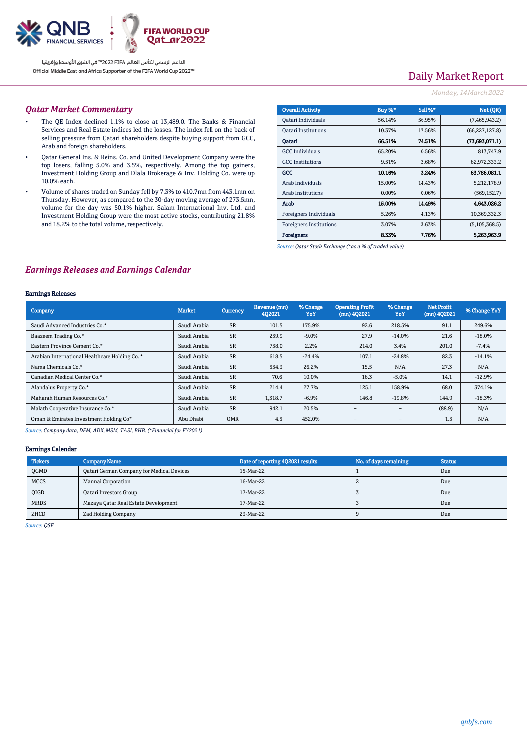Daily Market Report

*Monday, 14 March 2022*

## *Qatar Market Commentary*

- The QE Index declined 1.1% to close at 13,489.0. The Banks & Financial Services and Real Estate indices led the losses. The index fell on the back of selling pressure from Qatari shareholders despite buying support from GCC, Arab and foreign shareholders.
- Qatar General Ins. & Reins. Co. and United Development Company were the top losers, falling 5.0% and 3.5%, respectively. Among the top gainers, Investment Holding Group and Dlala Brokerage & Inv. Holding Co. were up 10.0% each.
- Volume of shares traded on Sunday fell by 7.3% to 410.7mn from 443.1mn on Thursday. However, as compared to the 30-day moving average of 273.5mn, volume for the day was 50.1% higher. Salam International Inv. Ltd. and Investment Holding Group were the most active stocks, contributing 21.8% and 18.2% to the total volume, respectively.

| Overall Activity | Buy %* | Sell %* | Net (QR) |
|---|---|---|---|
| Qatari Individuals | 56.14% | 56.95% | (7,465,943.2) |
| Qatari Institutions | 10.37% | 17.56% | (66,227,127.8) |
| **Qatari** | **66.51%** | **74.51%** | **(73,693,071.1)** |
| GCC Individuals | 65.20% | 0.56% | 813,747.9 |
| GCC Institutions | 9.51% | 2.68% | 62,972,333.2 |
| **GCC** | **10.16%** | **3.24%** | **63,786,081.1** |
| Arab Individuals | 15.00% | 14.43% | 5,212,178.9 |
| Arab Institutions | 0.00% | 0.06% | (569,152.7) |
| **Arab** | **15.00%** | **14.49%** | **4,643,026.2** |
| Foreigners Individuals | 5.26% | 4.13% | 10,369,332.3 |
| Foreigners Institutions | 3.07% | 3.63% | (5,105,368.5) |
| **Foreigners** | **8.33%** | **7.76%** | **5,263,963.9** |

*Source: Qatar Stock Exchange (*as a % of traded value)*

## *Earnings Releases and Earnings Calendar*

### Earnings Releases

| Company | Market | Currency | Revenue (mn) 4Q2021 | % Change YoY | Operating Profit (mn) 4Q2021 | % Change YoY | Net Profit (mn) 4Q2021 | % Change YoY |
|---|---|---|---|---|---|---|---|---|
| Saudi Advanced Industries Co.* | Saudi Arabia | SR | 101.5 | 175.9% | 92.6 | 218.5% | 91.1 | 249.6% |
| Baazeem Trading Co.* | Saudi Arabia | SR | 259.9 | -9.0% | 27.9 | -14.0% | 21.6 | -18.0% |
| Eastern Province Cement Co.* | Saudi Arabia | SR | 758.0 | 2.2% | 214.0 | 3.4% | 201.0 | -7.4% |
| Arabian International Healthcare Holding Co. * | Saudi Arabia | SR | 618.5 | -24.4% | 107.1 | -24.8% | 82.3 | -14.1% |
| Nama Chemicals Co.* | Saudi Arabia | SR | 554.3 | 26.2% | 15.5 | N/A | 27.3 | N/A |
| Canadian Medical Center Co.* | Saudi Arabia | SR | 70.6 | 10.0% | 16.3 | -5.0% | 14.1 | -12.9% |
| Alandalus Property Co.* | Saudi Arabia | SR | 214.4 | 27.7% | 125.1 | 158.9% | 68.0 | 374.1% |
| Maharah Human Resources Co.* | Saudi Arabia | SR | 1,318.7 | -6.9% | 146.8 | -19.8% | 144.9 | -18.3% |
| Malath Cooperative Insurance Co.* | Saudi Arabia | SR | 942.1 | 20.5% | – | – | (88.9) | N/A |
| Oman & Emirates Investment Holding Co* | Abu Dhabi | OMR | 4.5 | 452.0% | – | – | 1.5 | N/A |

*Source: Company data, DFM, ADX, MSM, TASI, BHB. (*Financial for FY2021)*

### Earnings Calendar

| Tickers | Company Name | Date of reporting 4Q2021 results | No. of days remaining | Status |
|---|---|---|---|---|
| QGMD | Qatari German Company for Medical Devices | 15-Mar-22 | 1 | Due |
| MCCS | Mannai Corporation | 16-Mar-22 | 2 | Due |
| QIGD | Qatari Investors Group | 17-Mar-22 | 3 | Due |
| MRDS | Mazaya Qatar Real Estate Development | 17-Mar-22 | 3 | Due |
| ZHCD | Zad Holding Company | 23-Mar-22 | 9 | Due |

*Source: QSE*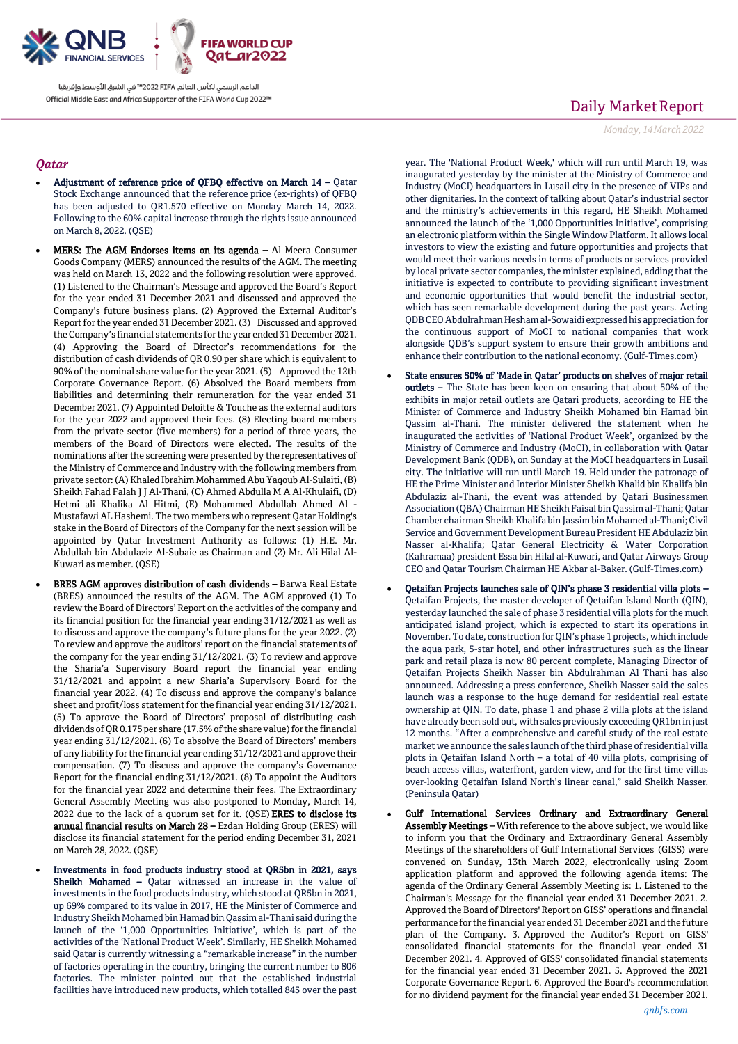## Qatar

- **Adjustment of reference price of QFBQ effective on March 14 –** Qatar Stock Exchange announced that the reference price (ex-rights) of QFBQ has been adjusted to QR1.570 effective on Monday March 14, 2022. Following to the 60% capital increase through the rights issue announced on March 8, 2022. (QSE)

- **MERS: The AGM Endorses items on its agenda –** Al Meera Consumer Goods Company (MERS) announced the results of the AGM. The meeting was held on March 13, 2022 and the following resolution were approved. (1) Listened to the Chairman's Message and approved the Board's Report for the year ended 31 December 2021 and discussed and approved the Company's future business plans. (2) Approved the External Auditor's Report for the year ended 31 December 2021. (3) Discussed and approved the Company's financial statements for the year ended 31 December 2021. (4) Approving the Board of Director's recommendations for the distribution of cash dividends of QR 0.90 per share which is equivalent to 90% of the nominal share value for the year 2021. (5) Approved the 12th Corporate Governance Report. (6) Absolved the Board members from liabilities and determining their remuneration for the year ended 31 December 2021. (7) Appointed Deloitte & Touche as the external auditors for the year 2022 and approved their fees. (8) Electing board members from the private sector (five members) for a period of three years, the members of the Board of Directors were elected. The results of the nominations after the screening were presented by the representatives of the Ministry of Commerce and Industry with the following members from private sector: (A) Khaled Ibrahim Mohammed Abu Yaqoub Al-Sulaiti, (B) Sheikh Fahad Falah J J Al-Thani, (C) Ahmed Abdulla M A Al-Khulaifi, (D) Hetmi ali Khalika Al Hitmi, (E) Mohammed Abdullah Ahmed Al - Mustafawi AL Hashemi. The two members who represent Qatar Holding's stake in the Board of Directors of the Company for the next session will be appointed by Qatar Investment Authority as follows: (1) H.E. Mr. Abdullah bin Abdulaziz Al-Subaie as Chairman and (2) Mr. Ali Hilal Al-Kuwari as member. (QSE)

- **BRES AGM approves distribution of cash dividends –** Barwa Real Estate (BRES) announced the results of the AGM. The AGM approved (1) To review the Board of Directors' Report on the activities of the company and its financial position for the financial year ending 31/12/2021 as well as to discuss and approve the company's future plans for the year 2022. (2) To review and approve the auditors' report on the financial statements of the company for the year ending 31/12/2021. (3) To review and approve the Sharia'a Supervisory Board report the financial year ending 31/12/2021 and appoint a new Sharia'a Supervisory Board for the financial year 2022. (4) To discuss and approve the company's balance sheet and profit/loss statement for the financial year ending 31/12/2021. (5) To approve the Board of Directors' proposal of distributing cash dividends of QR 0.175 per share (17.5% of the share value) for the financial year ending 31/12/2021. (6) To absolve the Board of Directors' members of any liability for the financial year ending 31/12/2021 and approve their compensation. (7) To discuss and approve the company's Governance Report for the financial ending 31/12/2021. (8) To appoint the Auditors for the financial year 2022 and determine their fees. The Extraordinary General Assembly Meeting was also postponed to Monday, March 14, 2022 due to the lack of a quorum set for it. (QSE) **ERES to disclose its annual financial results on March 28 –** Ezdan Holding Group (ERES) will disclose its financial statement for the period ending December 31, 2021 on March 28, 2022. (QSE)

- **Investments in food products industry stood at QR5bn in 2021, says Sheikh Mohamed –** Qatar witnessed an increase in the value of investments in the food products industry, which stood at QR5bn in 2021, up 69% compared to its value in 2017, HE the Minister of Commerce and Industry Sheikh Mohamed bin Hamad bin Qassim al-Thani said during the launch of the '1,000 Opportunities Initiative', which is part of the activities of the 'National Product Week'. Similarly, HE Sheikh Mohamed said Qatar is currently witnessing a "remarkable increase" in the number of factories operating in the country, bringing the current number to 806 factories. The minister pointed out that the established industrial facilities have introduced new products, which totalled 845 over the past year. The 'National Product Week,' which will run until March 19, was inaugurated yesterday by the minister at the Ministry of Commerce and Industry (MoCI) headquarters in Lusail city in the presence of VIPs and other dignitaries. In the context of talking about Qatar's industrial sector and the ministry's achievements in this regard, HE Sheikh Mohamed announced the launch of the '1,000 Opportunities Initiative', comprising an electronic platform within the Single Window Platform. It allows local investors to view the existing and future opportunities and projects that would meet their various needs in terms of products or services provided by local private sector companies, the minister explained, adding that the initiative is expected to contribute to providing significant investment and economic opportunities that would benefit the industrial sector, which has seen remarkable development during the past years. Acting QDB CEO Abdulrahman Hesham al-Sowaidi expressed his appreciation for the continuous support of MoCI to national companies that work alongside QDB's support system to ensure their growth ambitions and enhance their contribution to the national economy. (Gulf-Times.com)

- **State ensures 50% of 'Made in Qatar' products on shelves of major retail outlets –** The State has been keen on ensuring that about 50% of the exhibits in major retail outlets are Qatari products, according to HE the Minister of Commerce and Industry Sheikh Mohamed bin Hamad bin Qassim al-Thani. The minister delivered the statement when he inaugurated the activities of 'National Product Week', organized by the Ministry of Commerce and Industry (MoCI), in collaboration with Qatar Development Bank (QDB), on Sunday at the MoCI headquarters in Lusail city. The initiative will run until March 19. Held under the patronage of HE the Prime Minister and Interior Minister Sheikh Khalid bin Khalifa bin Abdulaziz al-Thani, the event was attended by Qatari Businessmen Association (QBA) Chairman HE Sheikh Faisal bin Qassim al-Thani; Qatar Chamber chairman Sheikh Khalifa bin Jassim bin Mohamed al-Thani; Civil Service and Government Development Bureau President HE Abdulaziz bin Nasser al-Khalifa; Qatar General Electricity & Water Corporation (Kahramaa) president Essa bin Hilal al-Kuwari, and Qatar Airways Group CEO and Qatar Tourism Chairman HE Akbar al-Baker. (Gulf-Times.com)

- **Qetaifan Projects launches sale of QIN's phase 3 residential villa plots –** Qetaifan Projects, the master developer of Qetaifan Island North (QIN), yesterday launched the sale of phase 3 residential villa plots for the much anticipated island project, which is expected to start its operations in November. To date, construction for QIN's phase 1 projects, which include the aqua park, 5-star hotel, and other infrastructures such as the linear park and retail plaza is now 80 percent complete, Managing Director of Qetaifan Projects Sheikh Nasser bin Abdulrahman Al Thani has also announced. Addressing a press conference, Sheikh Nasser said the sales launch was a response to the huge demand for residential real estate ownership at QIN. To date, phase 1 and phase 2 villa plots at the island have already been sold out, with sales previously exceeding QR1bn in just 12 months. "After a comprehensive and careful study of the real estate market we announce the sales launch of the third phase of residential villa plots in Qetaifan Island North – a total of 40 villa plots, comprising of beach access villas, waterfront, garden view, and for the first time villas over-looking Qetaifan Island North's linear canal," said Sheikh Nasser. (Peninsula Qatar)

- **Gulf International Services Ordinary and Extraordinary General Assembly Meetings –** With reference to the above subject, we would like to inform you that the Ordinary and Extraordinary General Assembly Meetings of the shareholders of Gulf International Services (GISS) were convened on Sunday, 13th March 2022, electronically using Zoom application platform and approved the following agenda items: The agenda of the Ordinary General Assembly Meeting is: 1. Listened to the Chairman's Message for the financial year ended 31 December 2021. 2. Approved the Board of Directors' Report on GISS' operations and financial performance for the financial year ended 31 December 2021 and the future plan of the Company. 3. Approved the Auditor's Report on GISS' consolidated financial statements for the financial year ended 31 December 2021. 4. Approved of GISS' consolidated financial statements for the financial year ended 31 December 2021. 5. Approved the 2021 Corporate Governance Report. 6. Approved the Board's recommendation for no dividend payment for the financial year ended 31 December 2021.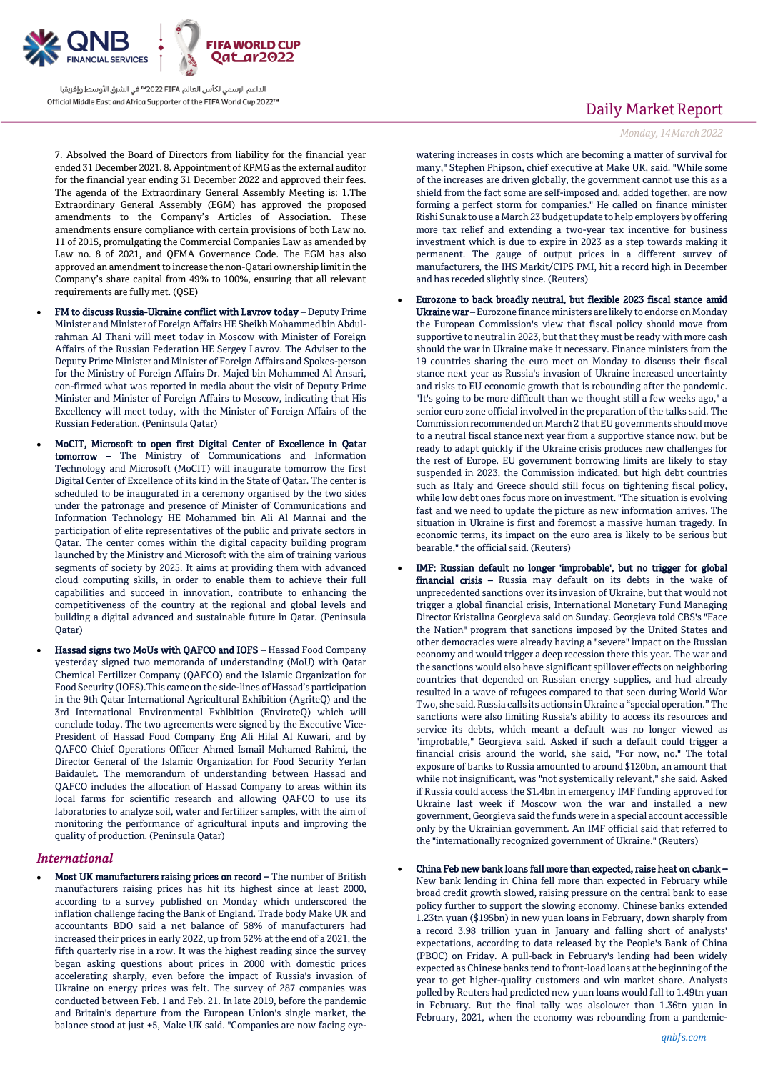7. Absolved the Board of Directors from liability for the financial year ended 31 December 2021. 8. Appointment of KPMG as the external auditor for the financial year ending 31 December 2022 and approved their fees. The agenda of the Extraordinary General Assembly Meeting is: 1.The Extraordinary General Assembly (EGM) has approved the proposed amendments to the Company's Articles of Association. These amendments ensure compliance with certain provisions of both Law no. 11 of 2015, promulgating the Commercial Companies Law as amended by Law no. 8 of 2021, and QFMA Governance Code. The EGM has also approved an amendment to increase the non-Qatari ownership limit in the Company's share capital from 49% to 100%, ensuring that all relevant requirements are fully met. (QSE)

- **FM to discuss Russia-Ukraine conflict with Lavrov today –** Deputy Prime Minister and Minister of Foreign Affairs HE Sheikh Mohammed bin Abdulrahman Al Thani will meet today in Moscow with Minister of Foreign Affairs of the Russian Federation HE Sergey Lavrov. The Adviser to the Deputy Prime Minister and Minister of Foreign Affairs and Spokes-person for the Ministry of Foreign Affairs Dr. Majed bin Mohammed Al Ansari, con-firmed what was reported in media about the visit of Deputy Prime Minister and Minister of Foreign Affairs to Moscow, indicating that His Excellency will meet today, with the Minister of Foreign Affairs of the Russian Federation. (Peninsula Qatar)

- **MoCIT, Microsoft to open first Digital Center of Excellence in Qatar tomorrow –** The Ministry of Communications and Information Technology and Microsoft (MoCIT) will inaugurate tomorrow the first Digital Center of Excellence of its kind in the State of Qatar. The center is scheduled to be inaugurated in a ceremony organised by the two sides under the patronage and presence of Minister of Communications and Information Technology HE Mohammed bin Ali Al Mannai and the participation of elite representatives of the public and private sectors in Qatar. The center comes within the digital capacity building program launched by the Ministry and Microsoft with the aim of training various segments of society by 2025. It aims at providing them with advanced cloud computing skills, in order to enable them to achieve their full capabilities and succeed in innovation, contribute to enhancing the competitiveness of the country at the regional and global levels and building a digital advanced and sustainable future in Qatar. (Peninsula Qatar)

- **Hassad signs two MoUs with QAFCO and IOFS –** Hassad Food Company yesterday signed two memoranda of understanding (MoU) with Qatar Chemical Fertilizer Company (QAFCO) and the Islamic Organization for Food Security (IOFS).This came on the side-lines of Hassad's participation in the 9th Qatar International Agricultural Exhibition (AgriteQ) and the 3rd International Environmental Exhibition (EnviroteQ) which will conclude today. The two agreements were signed by the Executive Vice-President of Hassad Food Company Eng Ali Hilal Al Kuwari, and by QAFCO Chief Operations Officer Ahmed Ismail Mohamed Rahimi, the Director General of the Islamic Organization for Food Security Yerlan Baidaulet. The memorandum of understanding between Hassad and QAFCO includes the allocation of Hassad Company to areas within its local farms for scientific research and allowing QAFCO to use its laboratories to analyze soil, water and fertilizer samples, with the aim of monitoring the performance of agricultural inputs and improving the quality of production. (Peninsula Qatar)

## *International*

- **Most UK manufacturers raising prices on record –** The number of British manufacturers raising prices has hit its highest since at least 2000, according to a survey published on Monday which underscored the inflation challenge facing the Bank of England. Trade body Make UK and accountants BDO said a net balance of 58% of manufacturers had increased their prices in early 2022, up from 52% at the end of a 2021, the fifth quarterly rise in a row. It was the highest reading since the survey began asking questions about prices in 2000 with domestic prices accelerating sharply, even before the impact of Russia's invasion of Ukraine on energy prices was felt. The survey of 287 companies was conducted between Feb. 1 and Feb. 21. In late 2019, before the pandemic and Britain's departure from the European Union's single market, the balance stood at just +5, Make UK said. "Companies are now facing eye-watering increases in costs which are becoming a matter of survival for many," Stephen Phipson, chief executive at Make UK, said. "While some of the increases are driven globally, the government cannot use this as a shield from the fact some are self-imposed and, added together, are now forming a perfect storm for companies." He called on finance minister Rishi Sunak to use a March 23 budget update to help employers by offering more tax relief and extending a two-year tax incentive for business investment which is due to expire in 2023 as a step towards making it permanent. The gauge of output prices in a different survey of manufacturers, the IHS Markit/CIPS PMI, hit a record high in December and has receded slightly since. (Reuters)

- **Eurozone to back broadly neutral, but flexible 2023 fiscal stance amid Ukraine war –** Eurozone finance ministers are likely to endorse on Monday the European Commission's view that fiscal policy should move from supportive to neutral in 2023, but that they must be ready with more cash should the war in Ukraine make it necessary. Finance ministers from the 19 countries sharing the euro meet on Monday to discuss their fiscal stance next year as Russia's invasion of Ukraine increased uncertainty and risks to EU economic growth that is rebounding after the pandemic. "It's going to be more difficult than we thought still a few weeks ago," a senior euro zone official involved in the preparation of the talks said. The Commission recommended on March 2 that EU governments should move to a neutral fiscal stance next year from a supportive stance now, but be ready to adapt quickly if the Ukraine crisis produces new challenges for the rest of Europe. EU government borrowing limits are likely to stay suspended in 2023, the Commission indicated, but high debt countries such as Italy and Greece should still focus on tightening fiscal policy, while low debt ones focus more on investment. "The situation is evolving fast and we need to update the picture as new information arrives. The situation in Ukraine is first and foremost a massive human tragedy. In economic terms, its impact on the euro area is likely to be serious but bearable," the official said. (Reuters)

- **IMF: Russian default no longer 'improbable', but no trigger for global financial crisis –** Russia may default on its debts in the wake of unprecedented sanctions over its invasion of Ukraine, but that would not trigger a global financial crisis, International Monetary Fund Managing Director Kristalina Georgieva said on Sunday. Georgieva told CBS's "Face the Nation" program that sanctions imposed by the United States and other democracies were already having a "severe" impact on the Russian economy and would trigger a deep recession there this year. The war and the sanctions would also have significant spillover effects on neighboring countries that depended on Russian energy supplies, and had already resulted in a wave of refugees compared to that seen during World War Two, she said. Russia calls its actions in Ukraine a "special operation." The sanctions were also limiting Russia's ability to access its resources and service its debts, which meant a default was no longer viewed as "improbable," Georgieva said. Asked if such a default could trigger a financial crisis around the world, she said, "For now, no." The total exposure of banks to Russia amounted to around \$120bn, an amount that while not insignificant, was "not systemically relevant," she said. Asked if Russia could access the \$1.4bn in emergency IMF funding approved for Ukraine last week if Moscow won the war and installed a new government, Georgieva said the funds were in a special account accessible only by the Ukrainian government. An IMF official said that referred to the "internationally recognized government of Ukraine." (Reuters)

- **China Feb new bank loans fall more than expected, raise heat on c.bank –** New bank lending in China fell more than expected in February while broad credit growth slowed, raising pressure on the central bank to ease policy further to support the slowing economy. Chinese banks extended 1.23tn yuan (\$195bn) in new yuan loans in February, down sharply from a record 3.98 trillion yuan in January and falling short of analysts' expectations, according to data released by the People's Bank of China (PBOC) on Friday. A pull-back in February's lending had been widely expected as Chinese banks tend to front-load loans at the beginning of the year to get higher-quality customers and win market share. Analysts polled by Reuters had predicted new yuan loans would fall to 1.49tn yuan in February. But the final tally was alsolower than 1.36tn yuan in February, 2021, when the economy was rebounding from a pandemic-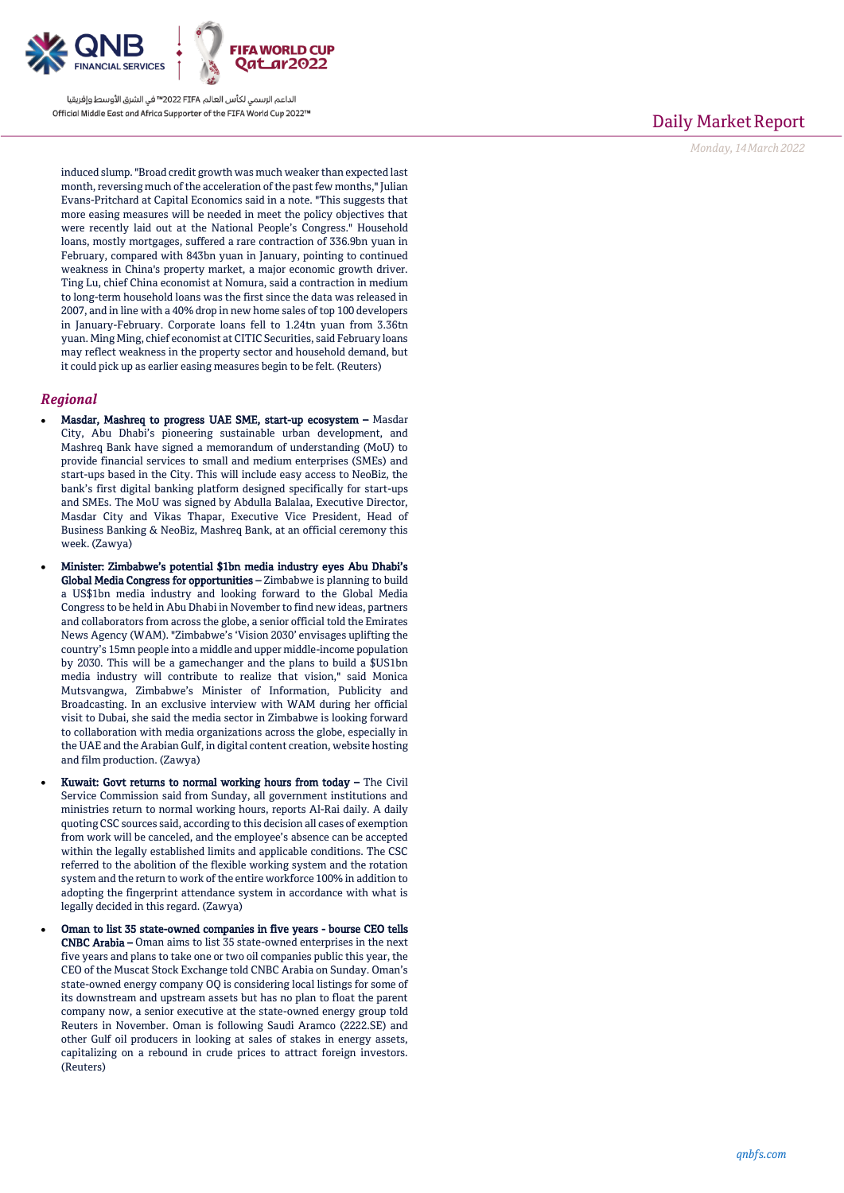induced slump. "Broad credit growth was much weaker than expected last month, reversing much of the acceleration of the past few months," Julian Evans-Pritchard at Capital Economics said in a note. "This suggests that more easing measures will be needed in meet the policy objectives that were recently laid out at the National People's Congress." Household loans, mostly mortgages, suffered a rare contraction of 336.9bn yuan in February, compared with 843bn yuan in January, pointing to continued weakness in China's property market, a major economic growth driver. Ting Lu, chief China economist at Nomura, said a contraction in medium to long-term household loans was the first since the data was released in 2007, and in line with a 40% drop in new home sales of top 100 developers in January-February. Corporate loans fell to 1.24tn yuan from 3.36tn yuan. Ming Ming, chief economist at CITIC Securities, said February loans may reflect weakness in the property sector and household demand, but it could pick up as earlier easing measures begin to be felt. (Reuters)

## *Regional*

- **Masdar, Mashreq to progress UAE SME, start-up ecosystem –** Masdar City, Abu Dhabi's pioneering sustainable urban development, and Mashreq Bank have signed a memorandum of understanding (MoU) to provide financial services to small and medium enterprises (SMEs) and start-ups based in the City. This will include easy access to NeoBiz, the bank's first digital banking platform designed specifically for start-ups and SMEs. The MoU was signed by Abdulla Balalaa, Executive Director, Masdar City and Vikas Thapar, Executive Vice President, Head of Business Banking & NeoBiz, Mashreq Bank, at an official ceremony this week. (Zawya)
- **Minister: Zimbabwe's potential $1bn media industry eyes Abu Dhabi's Global Media Congress for opportunities –** Zimbabwe is planning to build a US$1bn media industry and looking forward to the Global Media Congress to be held in Abu Dhabi in November to find new ideas, partners and collaborators from across the globe, a senior official told the Emirates News Agency (WAM). "Zimbabwe's 'Vision 2030' envisages uplifting the country's 15mn people into a middle and upper middle-income population by 2030. This will be a gamechanger and the plans to build a $US1bn media industry will contribute to realize that vision," said Monica Mutsvangwa, Zimbabwe's Minister of Information, Publicity and Broadcasting. In an exclusive interview with WAM during her official visit to Dubai, she said the media sector in Zimbabwe is looking forward to collaboration with media organizations across the globe, especially in the UAE and the Arabian Gulf, in digital content creation, website hosting and film production. (Zawya)
- **Kuwait: Govt returns to normal working hours from today –** The Civil Service Commission said from Sunday, all government institutions and ministries return to normal working hours, reports Al-Rai daily. A daily quoting CSC sources said, according to this decision all cases of exemption from work will be canceled, and the employee's absence can be accepted within the legally established limits and applicable conditions. The CSC referred to the abolition of the flexible working system and the rotation system and the return to work of the entire workforce 100% in addition to adopting the fingerprint attendance system in accordance with what is legally decided in this regard. (Zawya)
- **Oman to list 35 state-owned companies in five years - bourse CEO tells CNBC Arabia –** Oman aims to list 35 state-owned enterprises in the next five years and plans to take one or two oil companies public this year, the CEO of the Muscat Stock Exchange told CNBC Arabia on Sunday. Oman's state-owned energy company OQ is considering local listings for some of its downstream and upstream assets but has no plan to float the parent company now, a senior executive at the state-owned energy group told Reuters in November. Oman is following Saudi Aramco (2222.SE) and other Gulf oil producers in looking at sales of stakes in energy assets, capitalizing on a rebound in crude prices to attract foreign investors. (Reuters)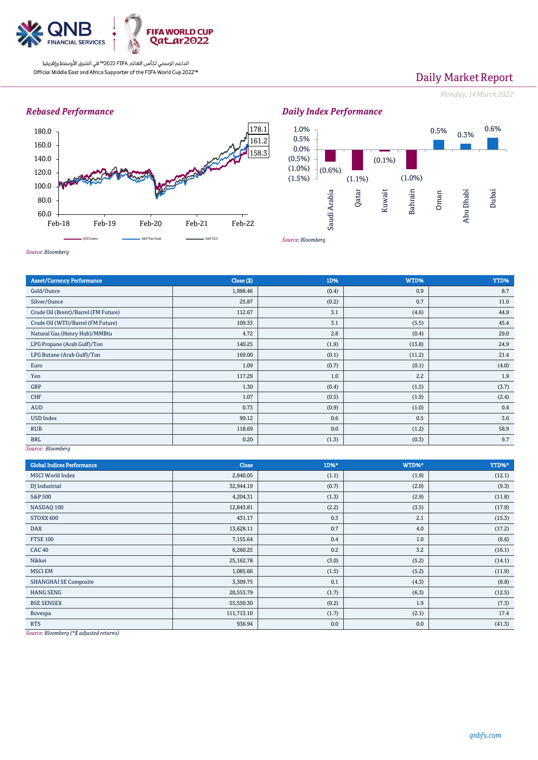Daily Market Report

*Monday, 14 March 2022*

### *Rebased Performance*

*Source: Bloomberg*

### *Daily Index Performance*

*Source: Bloomberg*

| Asset/Currency Performance | Close ($) | 1D% | WTD% | YTD% |
|---|---|---|---|---|
| Gold/Ounce | 1,988.46 | (0.4) | 0.9 | 8.7 |
| Silver/Ounce | 25.87 | (0.2) | 0.7 | 11.0 |
| Crude Oil (Brent)/Barrel (FM Future) | 112.67 | 3.1 | (4.6) | 44.9 |
| Crude Oil (WTI)/Barrel (FM Future) | 109.33 | 3.1 | (5.5) | 45.4 |
| Natural Gas (Henry Hub)/MMBtu | 4.72 | 2.8 | (0.4) | 29.0 |
| LPG Propane (Arab Gulf)/Ton | 140.25 | (1.9) | (13.8) | 24.9 |
| LPG Butane (Arab Gulf)/Ton | 169.00 | (0.1) | (11.2) | 21.4 |
| Euro | 1.09 | (0.7) | (0.1) | (4.0) |
| Yen | 117.29 | 1.0 | 2.2 | 1.9 |
| GBP | 1.30 | (0.4) | (1.5) | (3.7) |
| CHF | 1.07 | (0.5) | (1.9) | (2.4) |
| AUD | 0.73 | (0.9) | (1.0) | 0.4 |
| USD Index | 99.12 | 0.6 | 0.5 | 3.6 |
| RUB | 118.69 | 0.0 | (1.2) | 58.9 |
| BRL | 0.20 | (1.3) | (0.3) | 9.7 |

*Source: Bloomberg*

| Global Indices Performance | Close | 1D%* | WTD%* | YTD%* |
|---|---|---|---|---|
| MSCI World Index | 2,840.05 | (1.1) | (1.9) | (12.1) |
| DJ Industrial | 32,944.19 | (0.7) | (2.0) | (9.3) |
| S&P 500 | 4,204.31 | (1.3) | (2.9) | (11.8) |
| NASDAQ 100 | 12,843.81 | (2.2) | (3.5) | (17.9) |
| STOXX 600 | 431.17 | 0.3 | 2.1 | (15.3) |
| DAX | 13,628.11 | 0.7 | 4.0 | (17.2) |
| FTSE 100 | 7,155.64 | 0.4 | 1.0 | (6.6) |
| CAC 40 | 6,260.25 | 0.2 | 3.2 | (16.1) |
| Nikkei | 25,162.78 | (3.0) | (5.2) | (14.1) |
| MSCI EM | 1,085.66 | (1.5) | (5.2) | (11.9) |
| SHANGHAI SE Composite | 3,309.75 | 0.1 | (4.3) | (8.8) |
| HANG SENG | 20,553.79 | (1.7) | (6.3) | (12.5) |
| BSE SENSEX | 55,550.30 | (0.2) | 1.9 | (7.3) |
| Bovespa | 111,713.10 | (1.7) | (2.1) | 17.4 |
| RTS | 936.94 | 0.0 | 0.0 | (41.3) |

*Source: Bloomberg (*$ adjusted returns)*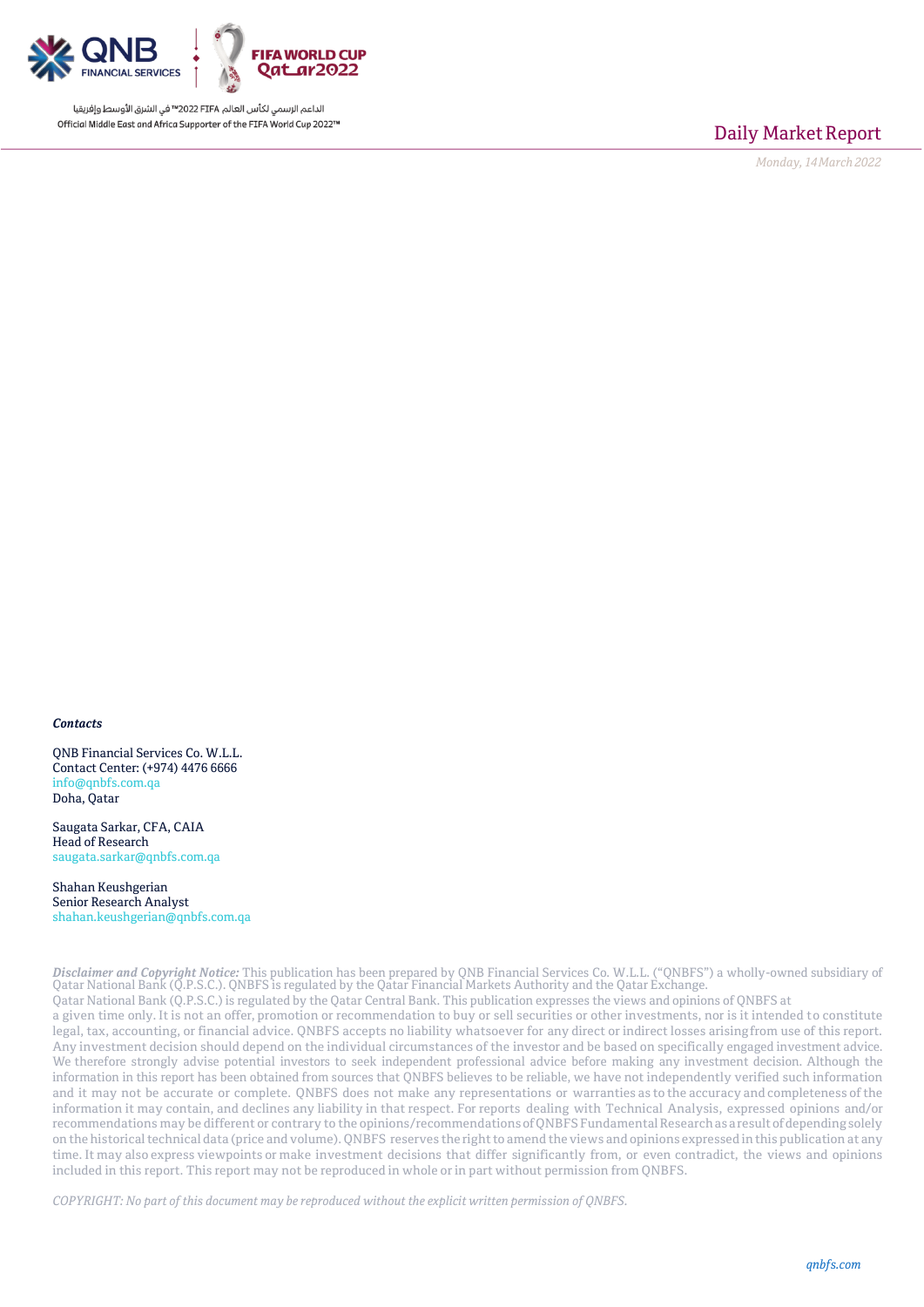***Contacts***

QNB Financial Services Co. W.L.L.
Contact Center: (+974) 4476 6666
info@qnbfs.com.qa
Doha, Qatar

Saugata Sarkar, CFA, CAIA
Head of Research
saugata.sarkar@qnbfs.com.qa

Shahan Keushgerian
Senior Research Analyst
shahan.keushgerian@qnbfs.com.qa

***Disclaimer and Copyright Notice:*** This publication has been prepared by QNB Financial Services Co. W.L.L. ("QNBFS") a wholly-owned subsidiary of Qatar National Bank (Q.P.S.C.). QNBFS is regulated by the Qatar Financial Markets Authority and the Qatar Exchange. Qatar National Bank (Q.P.S.C.) is regulated by the Qatar Central Bank. This publication expresses the views and opinions of QNBFS at a given time only. It is not an offer, promotion or recommendation to buy or sell securities or other investments, nor is it intended to constitute legal, tax, accounting, or financial advice. QNBFS accepts no liability whatsoever for any direct or indirect losses arising from use of this report. Any investment decision should depend on the individual circumstances of the investor and be based on specifically engaged investment advice. We therefore strongly advise potential investors to seek independent professional advice before making any investment decision. Although the information in this report has been obtained from sources that QNBFS believes to be reliable, we have not independently verified such information and it may not be accurate or complete. QNBFS does not make any representations or warranties as to the accuracy and completeness of the information it may contain, and declines any liability in that respect. For reports dealing with Technical Analysis, expressed opinions and/or recommendations may be different or contrary to the opinions/recommendations of QNBFS Fundamental Research as a result of depending solely on the historical technical data (price and volume). QNBFS reserves the right to amend the views and opinions expressed in this publication at any time. It may also express viewpoints or make investment decisions that differ significantly from, or even contradict, the views and opinions included in this report. This report may not be reproduced in whole or in part without permission from QNBFS.

*COPYRIGHT: No part of this document may be reproduced without the explicit written permission of QNBFS.*

*qnbfs.com*